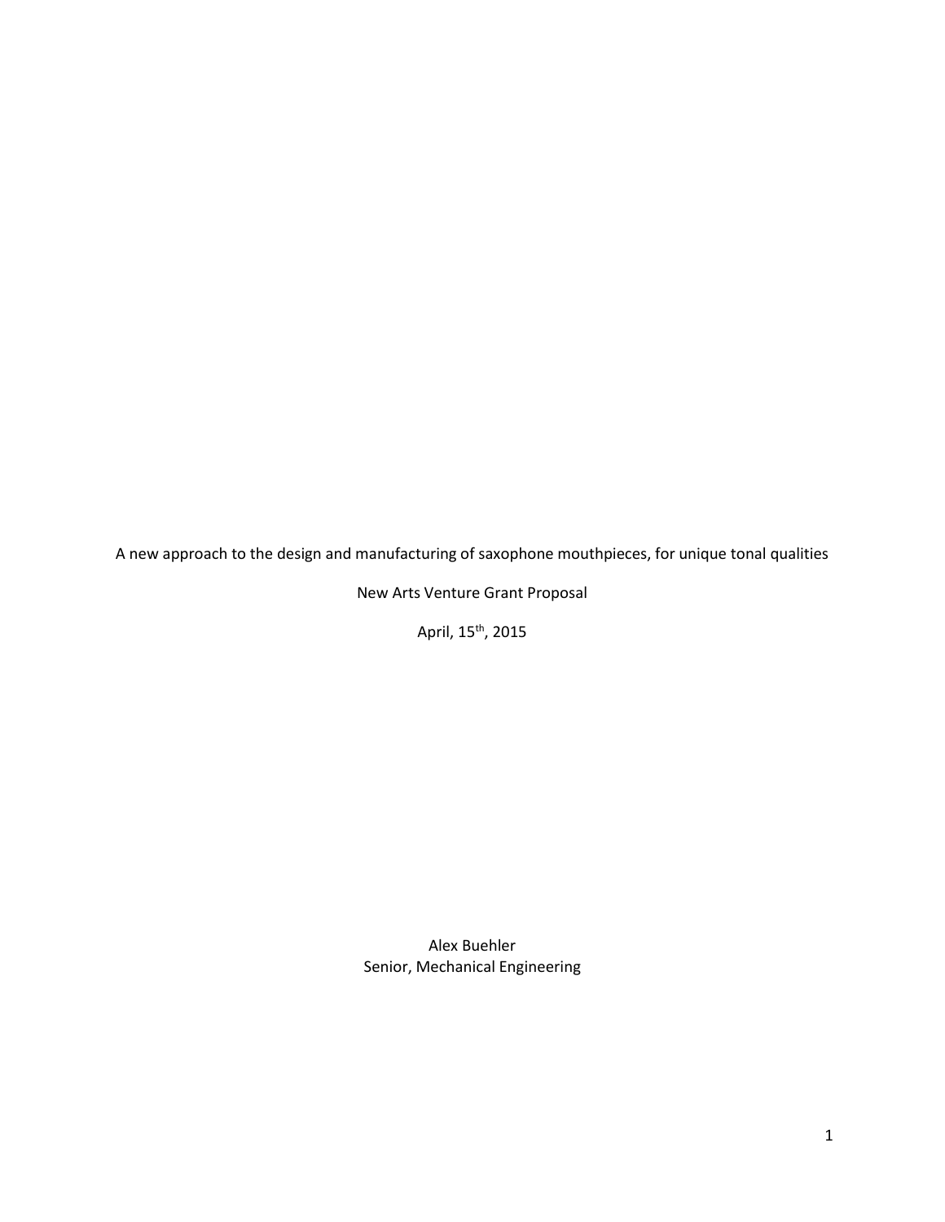# A new approach to the design and manufacturing of saxophone mouthpieces, for unique tonal qualities

New Arts Venture Grant Proposal

April, 15th, 2015

Alex Buehler
Senior, Mechanical Engineering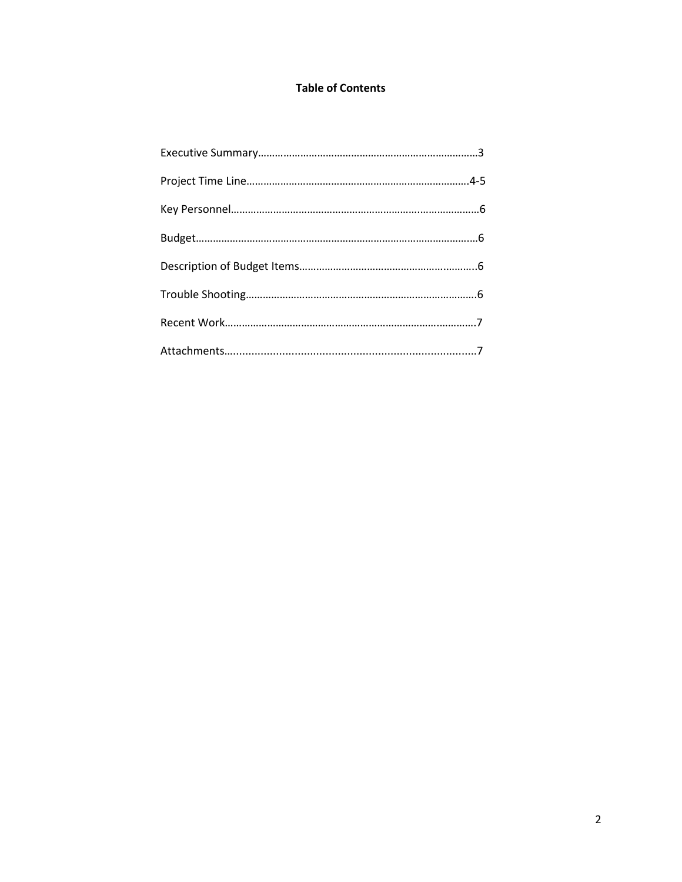**Table of Contents**

Executive Summary……………………………………………………………………3

Project Time Line……………………………………………………………………4-5

Key Personnel…………………………………………………………………………6

Budget……………………………………………………………………………………6

Description of Budget Items…………………………………………………………6

Trouble Shooting………………………………………………………………………6

Recent Work……………………………………………………………………………7

Attachments……………………………………………………………………………7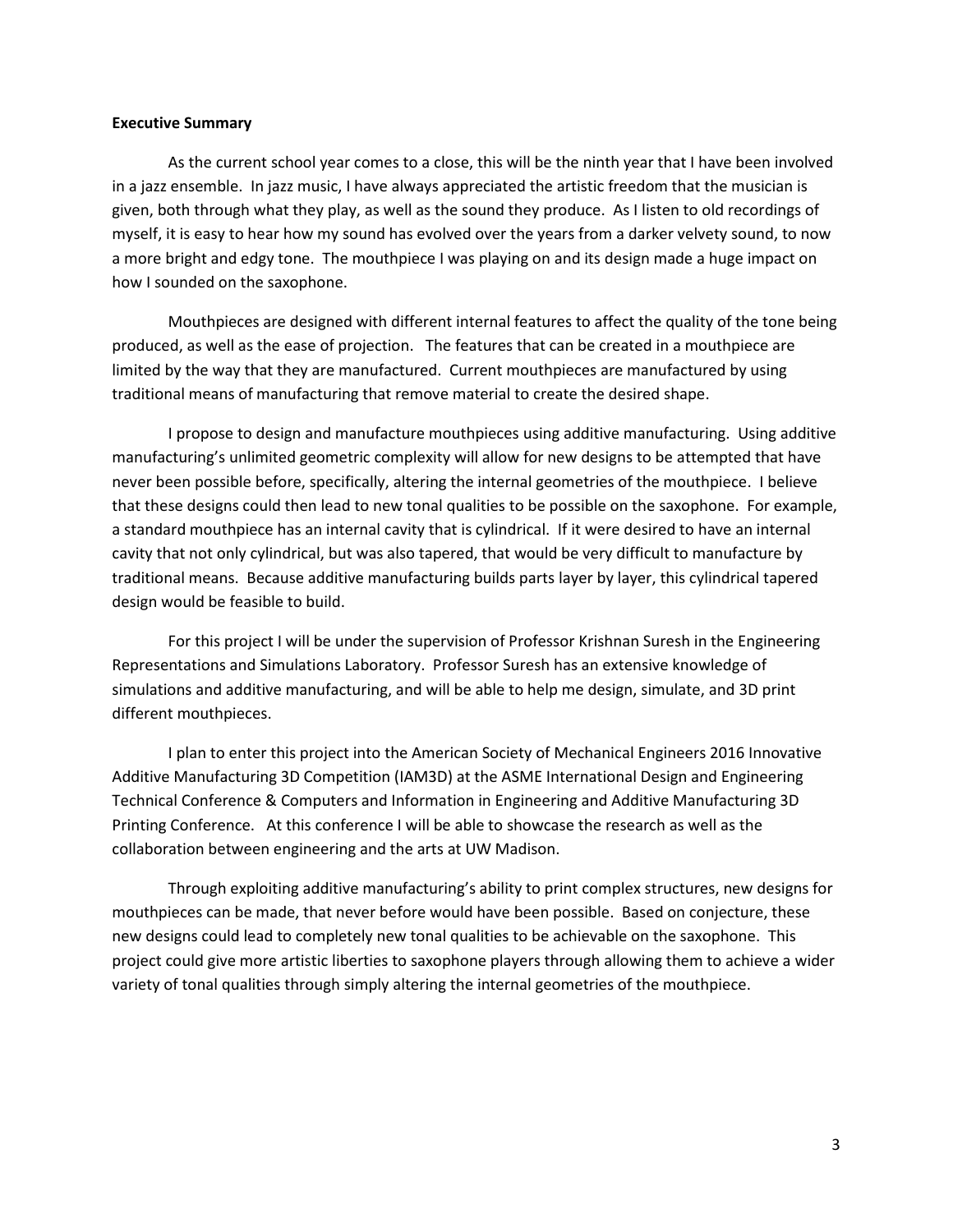**Executive Summary**

As the current school year comes to a close, this will be the ninth year that I have been involved in a jazz ensemble. In jazz music, I have always appreciated the artistic freedom that the musician is given, both through what they play, as well as the sound they produce. As I listen to old recordings of myself, it is easy to hear how my sound has evolved over the years from a darker velvety sound, to now a more bright and edgy tone. The mouthpiece I was playing on and its design made a huge impact on how I sounded on the saxophone.

Mouthpieces are designed with different internal features to affect the quality of the tone being produced, as well as the ease of projection. The features that can be created in a mouthpiece are limited by the way that they are manufactured. Current mouthpieces are manufactured by using traditional means of manufacturing that remove material to create the desired shape.

I propose to design and manufacture mouthpieces using additive manufacturing. Using additive manufacturing's unlimited geometric complexity will allow for new designs to be attempted that have never been possible before, specifically, altering the internal geometries of the mouthpiece. I believe that these designs could then lead to new tonal qualities to be possible on the saxophone. For example, a standard mouthpiece has an internal cavity that is cylindrical. If it were desired to have an internal cavity that not only cylindrical, but was also tapered, that would be very difficult to manufacture by traditional means. Because additive manufacturing builds parts layer by layer, this cylindrical tapered design would be feasible to build.

For this project I will be under the supervision of Professor Krishnan Suresh in the Engineering Representations and Simulations Laboratory. Professor Suresh has an extensive knowledge of simulations and additive manufacturing, and will be able to help me design, simulate, and 3D print different mouthpieces.

I plan to enter this project into the American Society of Mechanical Engineers 2016 Innovative Additive Manufacturing 3D Competition (IAM3D) at the ASME International Design and Engineering Technical Conference & Computers and Information in Engineering and Additive Manufacturing 3D Printing Conference. At this conference I will be able to showcase the research as well as the collaboration between engineering and the arts at UW Madison.

Through exploiting additive manufacturing's ability to print complex structures, new designs for mouthpieces can be made, that never before would have been possible. Based on conjecture, these new designs could lead to completely new tonal qualities to be achievable on the saxophone. This project could give more artistic liberties to saxophone players through allowing them to achieve a wider variety of tonal qualities through simply altering the internal geometries of the mouthpiece.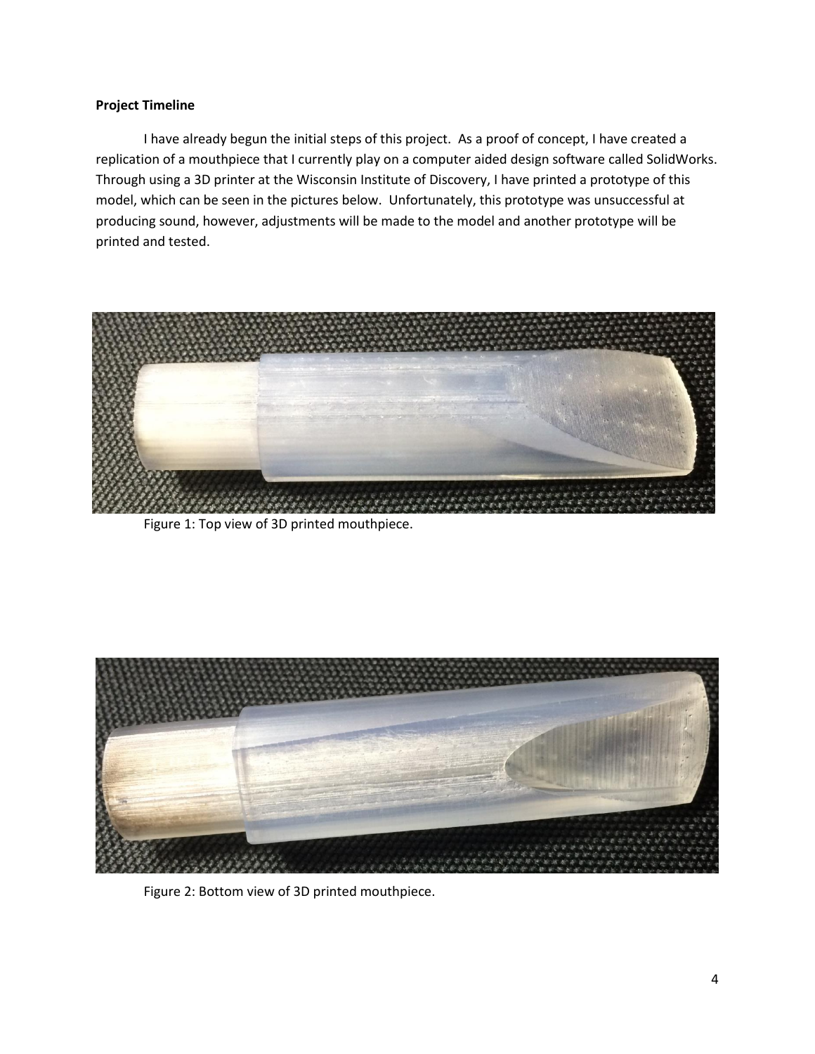**Project Timeline**

I have already begun the initial steps of this project. As a proof of concept, I have created a replication of a mouthpiece that I currently play on a computer aided design software called SolidWorks. Through using a 3D printer at the Wisconsin Institute of Discovery, I have printed a prototype of this model, which can be seen in the pictures below. Unfortunately, this prototype was unsuccessful at producing sound, however, adjustments will be made to the model and another prototype will be printed and tested.

Figure 1: Top view of 3D printed mouthpiece.

Figure 2: Bottom view of 3D printed mouthpiece.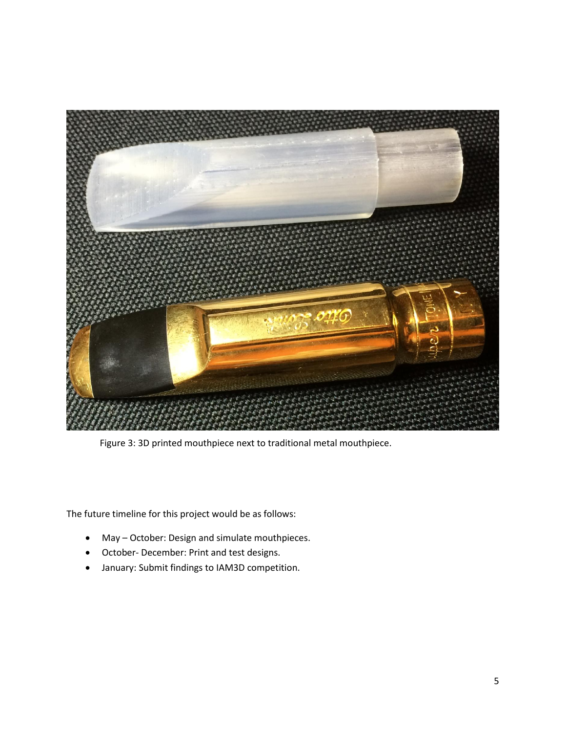Figure 3: 3D printed mouthpiece next to traditional metal mouthpiece.

The future timeline for this project would be as follows:

- May – October: Design and simulate mouthpieces.
- October- December: Print and test designs.
- January: Submit findings to IAM3D competition.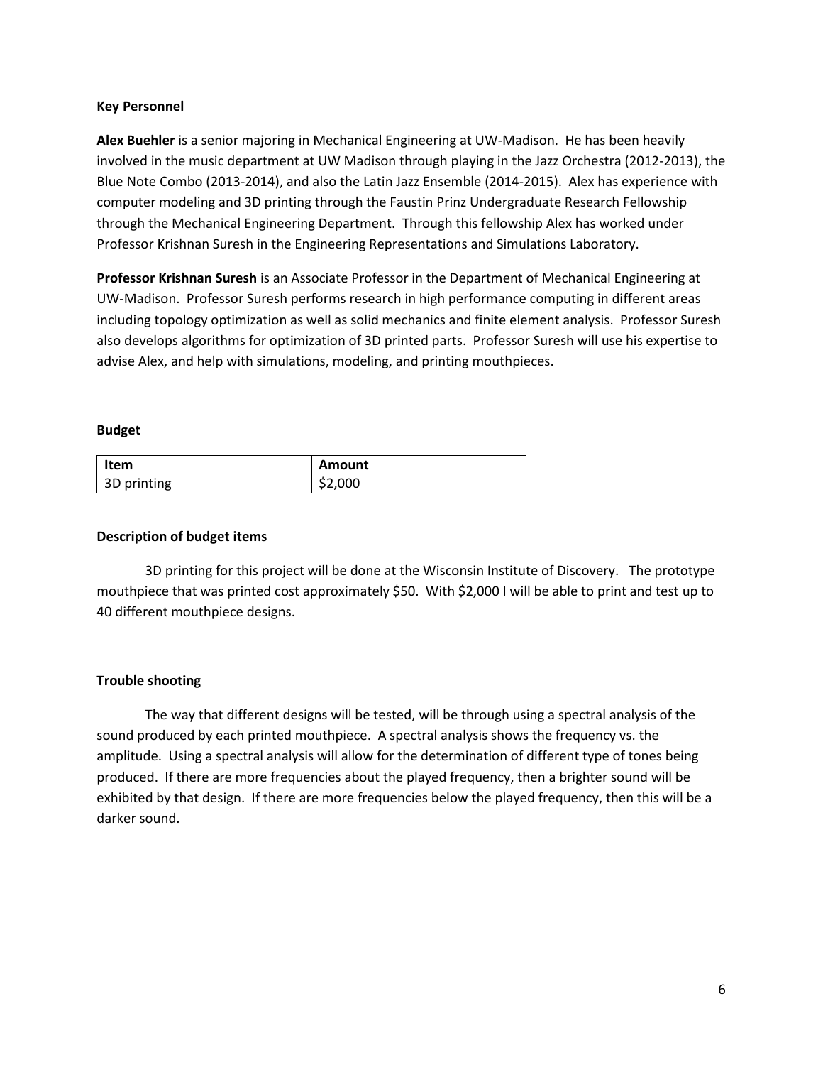**Key Personnel**

**Alex Buehler** is a senior majoring in Mechanical Engineering at UW-Madison. He has been heavily involved in the music department at UW Madison through playing in the Jazz Orchestra (2012-2013), the Blue Note Combo (2013-2014), and also the Latin Jazz Ensemble (2014-2015). Alex has experience with computer modeling and 3D printing through the Faustin Prinz Undergraduate Research Fellowship through the Mechanical Engineering Department. Through this fellowship Alex has worked under Professor Krishnan Suresh in the Engineering Representations and Simulations Laboratory.

**Professor Krishnan Suresh** is an Associate Professor in the Department of Mechanical Engineering at UW-Madison. Professor Suresh performs research in high performance computing in different areas including topology optimization as well as solid mechanics and finite element analysis. Professor Suresh also develops algorithms for optimization of 3D printed parts. Professor Suresh will use his expertise to advise Alex, and help with simulations, modeling, and printing mouthpieces.

**Budget**

| Item | Amount |
|---|---|
| 3D printing | $2,000 |

**Description of budget items**

3D printing for this project will be done at the Wisconsin Institute of Discovery. The prototype mouthpiece that was printed cost approximately $50. With $2,000 I will be able to print and test up to 40 different mouthpiece designs.

**Trouble shooting**

The way that different designs will be tested, will be through using a spectral analysis of the sound produced by each printed mouthpiece. A spectral analysis shows the frequency vs. the amplitude. Using a spectral analysis will allow for the determination of different type of tones being produced. If there are more frequencies about the played frequency, then a brighter sound will be exhibited by that design. If there are more frequencies below the played frequency, then this will be a darker sound.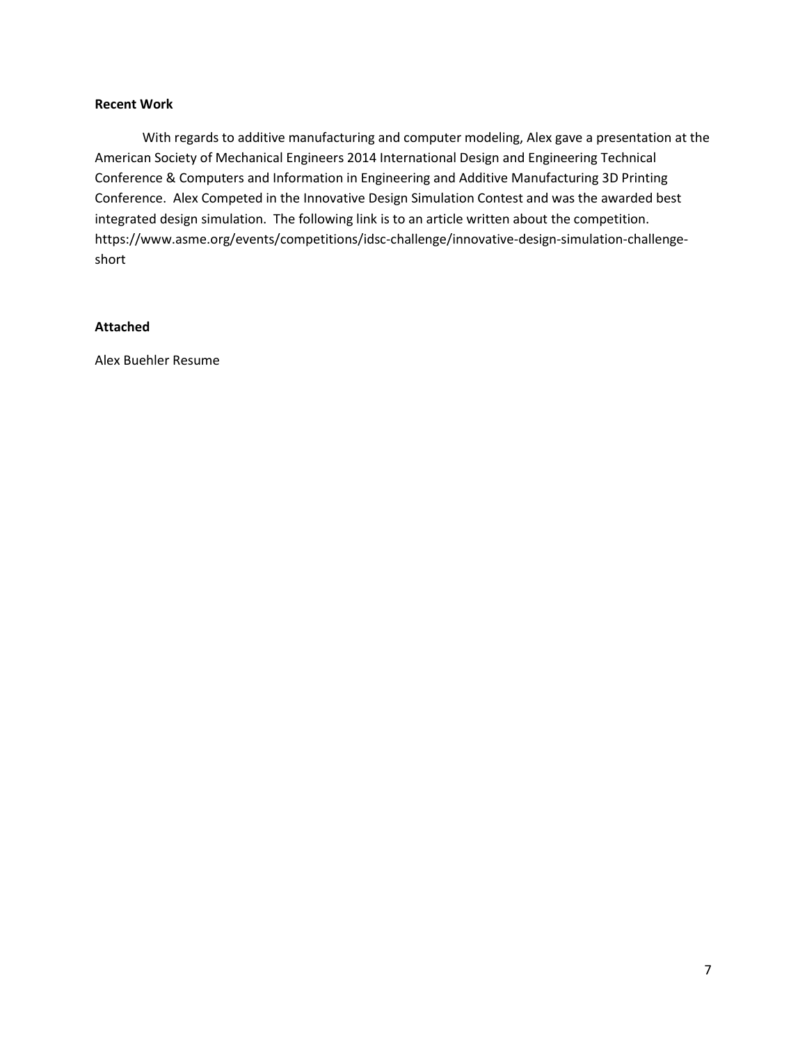**Recent Work**

With regards to additive manufacturing and computer modeling, Alex gave a presentation at the American Society of Mechanical Engineers 2014 International Design and Engineering Technical Conference & Computers and Information in Engineering and Additive Manufacturing 3D Printing Conference. Alex Competed in the Innovative Design Simulation Contest and was the awarded best integrated design simulation. The following link is to an article written about the competition. https://www.asme.org/events/competitions/idsc-challenge/innovative-design-simulation-challenge-short

**Attached**

Alex Buehler Resume